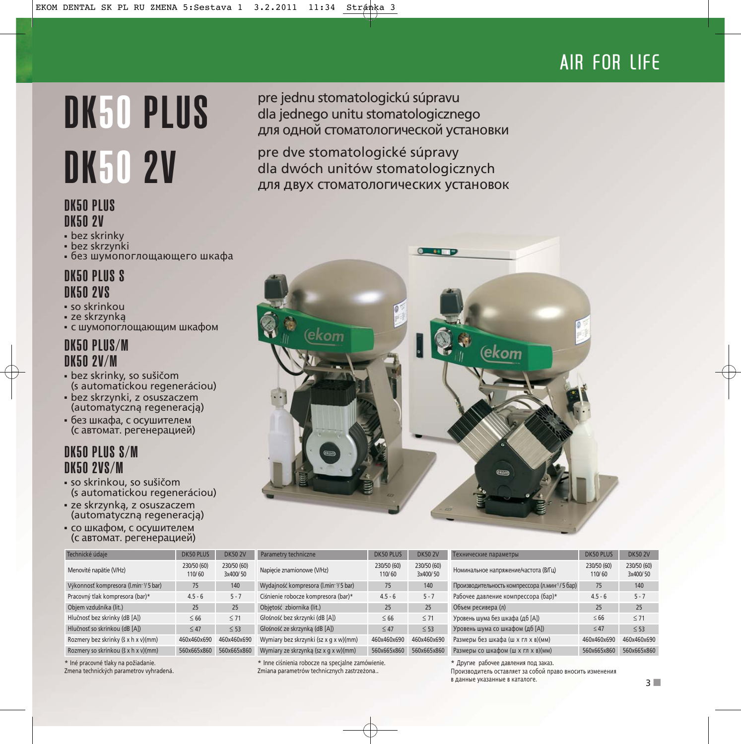AIR FOR LIFE

# DK50 PLUS
# DK50 2V

pre jednu stomatologickú súpravu
dla jednego unitu stomatologicznego
для одной стоматологической установки

pre dve stomatologické súpravy
dla dwóch unitów stomatologicznych
для двух стоматологических установок

### DK50 PLUS
### DK50 2V

- bez skrinky
- bez skrzynki
- без шумопоглощающего шкафа

### DK50 PLUS S
### DK50 2VS

- so skrinkou
- ze skrzynką
- с шумопоглощающим шкафом

### DK50 PLUS/M
### DK50 2V/M

- bez skrinky, so sušičom (s automatickou regeneráciou)
- bez skrzynki, z osuszaczem (automatyczną regeneracją)
- без шкафа, с осушителем (с автомат. регенерацией)

### DK50 PLUS S/M
### DK50 2VS/M

- so skrinkou, so sušičom (s automatickou regeneráciou)
- ze skrzynką, z osuszaczem (automatyczną regeneracją)
- со шкафом, с осушителем (с автомат. регенерацией)

| Technické údaje | DK50 PLUS | DK50 2V |
|---|---|---|
| Menovité napätie (V/Hz) | 230/50 (60) 110/60 | 230/50 (60) 3x400/50 |
| Výkonnosť kompresora (l.min⁻¹/5 bar) | 75 | 140 |
| Pracovný tlak kompresora (bar)* | 4.5 - 6 | 5 - 7 |
| Objem vzdušníka (lit.) | 25 | 25 |
| Hlučnosť bez skrinky (dB [A]) | ≤ 66 | ≤ 71 |
| Hlučnosť so skrinkou (dB [A]) | ≤ 47 | ≤ 53 |
| Rozmery bez skrinky (š x h x v)(mm) | 460x460x690 | 460x460x690 |
| Rozmery so skrinkou (š x h x v)(mm) | 560x665x860 | 560x665x860 |

\* Iné pracovné tlaky na požiadanie.
Zmena technických parametrov vyhradená.

| Parametry techniczne | DK50 PLUS | DK50 2V |
|---|---|---|
| Napięcie znamionowe (V/Hz) | 230/50 (60) 110/60 | 230/50 (60) 3x400/50 |
| Wydajność kompresora (l.min⁻¹/5 bar) | 75 | 140 |
| Ciśnienie robocze kompresora (bar)* | 4.5 - 6 | 5 - 7 |
| Objętość zbiornika (lit.) | 25 | 25 |
| Głośność bez skrzynki (dB [A]) | ≤ 66 | ≤ 71 |
| Głośność ze skrzynką (dB [A]) | ≤ 47 | ≤ 53 |
| Wymiary bez skrzynki (sz x g x w)(mm) | 460x460x690 | 460x460x690 |
| Wymiary ze skrzynką (sz x g x w)(mm) | 560x665x860 | 560x665x860 |

\* Inne ciśnienia robocze na specjalne zamówienie.
Zmiana parametrów technicznych zastrzeżona..

| Технические параметры | DK50 PLUS | DK50 2V |
|---|---|---|
| Номинальное напряжение/частота (В/Гц) | 230/50 (60) 110/60 | 230/50 (60) 3x400/50 |
| Производительность компрессора (л.мин⁻¹/5 бар) | 75 | 140 |
| Рабочее давление компрессора (бар)* | 4.5 - 6 | 5 - 7 |
| Объем ресивера (л) | 25 | 25 |
| Уровень шума без шкафа (дб [A]) | ≤ 66 | ≤ 71 |
| Уровень шума со шкафом (дб [A]) | ≤ 47 | ≤ 53 |
| Размеры без шкафа (ш x гл x в)(мм) | 460x460x690 | 460x460x690 |
| Размеры со шкафом (ш x гл x в)(мм) | 560x665x860 | 560x665x860 |

\* Другие рабочее давления под заказ.
Производитель оставляет за собой право вносить изменения в данные указанные в каталоге.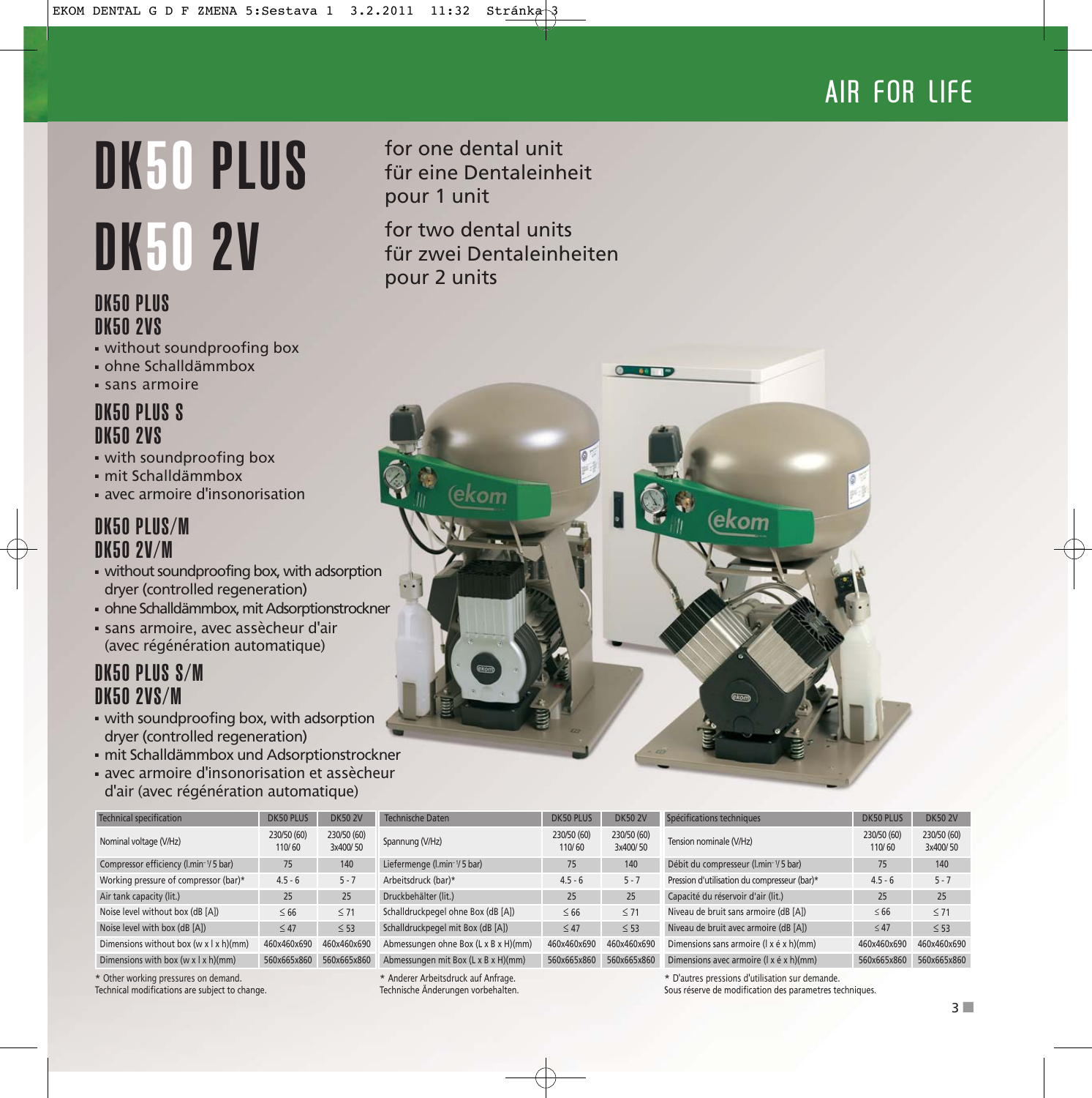AIR FOR LIFE

# DK50 PLUS
# DK50 2V

for one dental unit
für eine Dentaleinheit
pour 1 unit

for two dental units
für zwei Dentaleinheiten
pour 2 units

## DK50 PLUS
## DK50 2VS

- without soundproofing box
- ohne Schalldämmbox
- sans armoire

## DK50 PLUS S
## DK50 2VS

- with soundproofing box
- mit Schalldämmbox
- avec armoire d'insonorisation

## DK50 PLUS/M
## DK50 2V/M

- without soundproofing box, with adsorption dryer (controlled regeneration)
- ohne Schalldämmbox, mit Adsorptionstrockner
- sans armoire, avec assècheur d'air (avec régénération automatique)

## DK50 PLUS S/M
## DK50 2VS/M

- with soundproofing box, with adsorption dryer (controlled regeneration)
- mit Schalldämmbox und Adsorptionstrockner
- avec armoire d'insonorisation et assècheur d'air (avec régénération automatique)

| Technical specification | DK50 PLUS | DK50 2V |
|---|---|---|
| Nominal voltage (V/Hz) | 230/50 (60) 110/ 60 | 230/50 (60) 3x400/ 50 |
| Compressor efficiency (l.min$^{-1}$/ 5 bar) | 75 | 140 |
| Working pressure of compressor (bar)* | 4.5 - 6 | 5 - 7 |
| Air tank capacity (lit.) | 25 | 25 |
| Noise level without box (dB [A]) | ≤ 66 | ≤ 71 |
| Noise level with box (dB [A]) | ≤ 47 | ≤ 53 |
| Dimensions without box (w x l x h)(mm) | 460x460x690 | 460x460x690 |
| Dimensions with box (w x l x h)(mm) | 560x665x860 | 560x665x860 |

\* Other working pressures on demand.
Technical modifications are subject to change.

| Technische Daten | DK50 PLUS | DK50 2V |
|---|---|---|
| Spannung (V/Hz) | 230/50 (60) 110/ 60 | 230/50 (60) 3x400/ 50 |
| Liefermenge (l.min$^{-1}$/ 5 bar) | 75 | 140 |
| Arbeitsdruck (bar)* | 4.5 - 6 | 5 - 7 |
| Druckbehälter (lit.) | 25 | 25 |
| Schalldruckpegel ohne Box (dB [A]) | ≤ 66 | ≤ 71 |
| Schalldruckpegel mit Box (dB [A]) | ≤ 47 | ≤ 53 |
| Abmessungen ohne Box (L x B x H)(mm) | 460x460x690 | 460x460x690 |
| Abmessungen mit Box (L x B x H)(mm) | 560x665x860 | 560x665x860 |

\* Anderer Arbeitsdruck auf Anfrage.
Technische Änderungen vorbehalten.

| Spécifications techniques | DK50 PLUS | DK50 2V |
|---|---|---|
| Tension nominale (V/Hz) | 230/50 (60) 110/ 60 | 230/50 (60) 3x400/ 50 |
| Débit du compresseur (l.min$^{-1}$/ 5 bar) | 75 | 140 |
| Pression d'utilisation du compresseur (bar)* | 4.5 - 6 | 5 - 7 |
| Capacité du réservoir d'air (lit.) | 25 | 25 |
| Niveau de bruit sans armoire (dB [A]) | ≤ 66 | ≤ 71 |
| Niveau de bruit avec armoire (dB [A]) | ≤ 47 | ≤ 53 |
| Dimensions sans armoire (l x é x h)(mm) | 460x460x690 | 460x460x690 |
| Dimensions avec armoire (l x é x h)(mm) | 560x665x860 | 560x665x860 |

\* D'autres pressions d'utilisation sur demande.
Sous réserve de modification des parametres techniques.